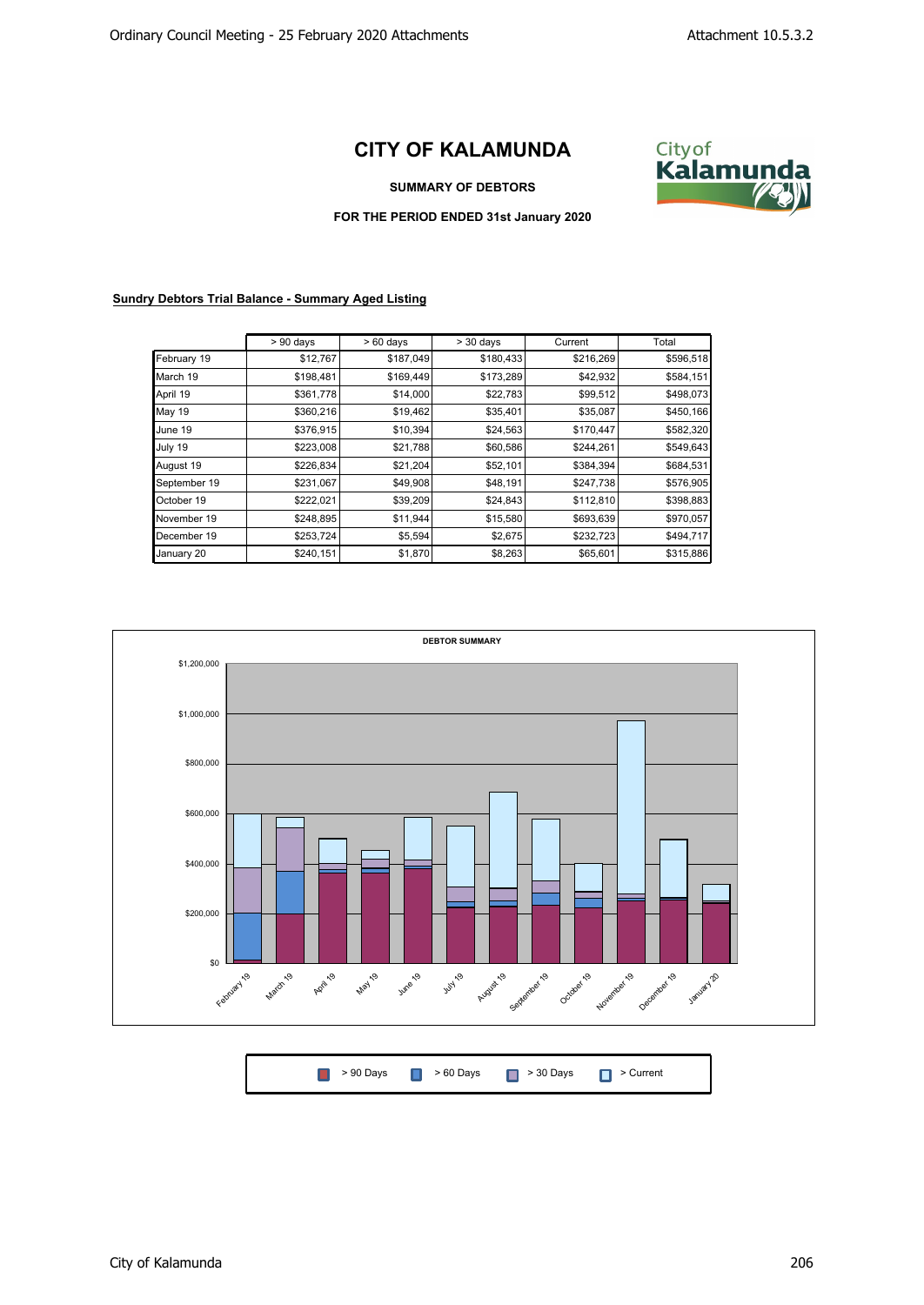# CITY OF KALAMUNDA

**SUMMARY OF DEBTORS**

**FOR THE PERIOD ENDED 31st January 2020**

**Sundry Debtors Trial Balance - Summary Aged Listing**

| | > 90 days | > 60 days | > 30 days | Current | Total |
|---|---|---|---|---|---|
| February 19 | $12,767 | $187,049 | $180,433 | $216,269 | $596,518 |
| March 19 | $198,481 | $169,449 | $173,289 | $42,932 | $584,151 |
| April 19 | $361,778 | $14,000 | $22,783 | $99,512 | $498,073 |
| May 19 | $360,216 | $19,462 | $35,401 | $35,087 | $450,166 |
| June 19 | $376,915 | $10,394 | $24,563 | $170,447 | $582,320 |
| July 19 | $223,008 | $21,788 | $60,586 | $244,261 | $549,643 |
| August 19 | $226,834 | $21,204 | $52,101 | $384,394 | $684,531 |
| September 19 | $231,067 | $49,908 | $48,191 | $247,738 | $576,905 |
| October 19 | $222,021 | $39,209 | $24,843 | $112,810 | $398,883 |
| November 19 | $248,895 | $11,944 | $15,580 | $693,639 | $970,057 |
| December 19 | $253,724 | $5,594 | $2,675 | $232,723 | $494,717 |
| January 20 | $240,151 | $1,870 | $8,263 | $65,601 | $315,886 |

**DEBTOR SUMMARY**

Legend: > 90 Days, > 60 Days, > 30 Days, > Current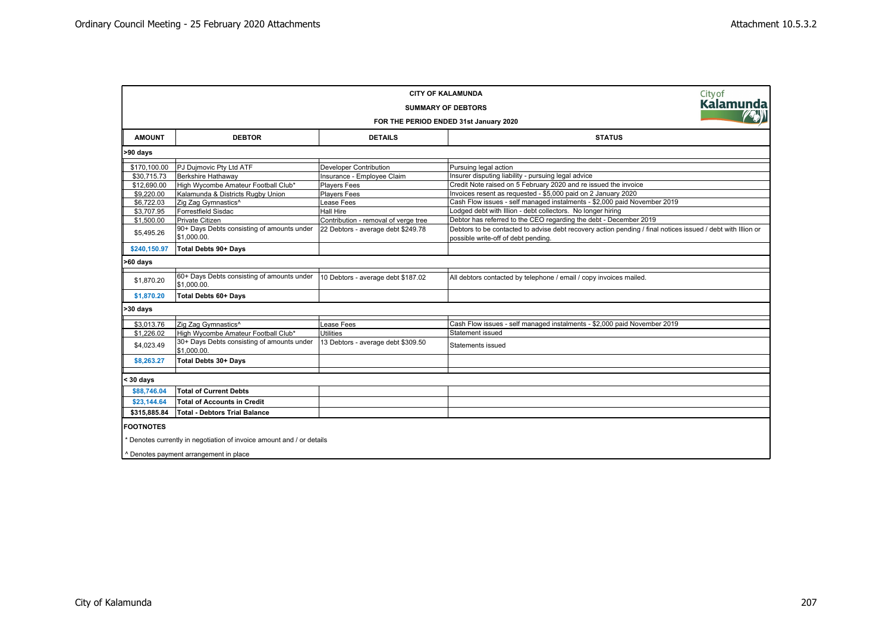**CITY OF KALAMUNDA**

**SUMMARY OF DEBTORS**

**FOR THE PERIOD ENDED 31st January 2020**

| AMOUNT | DEBTOR | DETAILS | STATUS |
|---|---|---|---|
| **>90 days** | | | |
| $170,100.00 | PJ Dujmovic Pty Ltd ATF | Developer Contribution | Pursuing legal action |
| $30,715.73 | Berkshire Hathaway | Insurance - Employee Claim | Insurer disputing liability - pursuing legal advice |
| $12,690.00 | High Wycombe Amateur Football Club* | Players Fees | Credit Note raised on 5 February 2020 and re issued the invoice |
| $9,220.00 | Kalamunda & Districts Rugby Union | Players Fees | Invoices resent as requested - $5,000 paid on 2 January 2020 |
| $6,722.03 | Zig Zag Gymnastics^ | Lease Fees | Cash Flow issues - self managed instalments - $2,000 paid November 2019 |
| $3,707.95 | Forrestfield Sisdac | Hall Hire | Lodged debt with Illion - debt collectors. No longer hiring |
| $1,500.00 | Private Citizen | Contribution - removal of verge tree | Debtor has referred to the CEO regarding the debt - December 2019 |
| $5,495.26 | 90+ Days Debts consisting of amounts under $1,000.00. | 22 Debtors - average debt $249.78 | Debtors to be contacted to advise debt recovery action pending / final notices issued / debt with Illion or possible write-off of debt pending. |
| **$240,150.97** | **Total Debts 90+ Days** | | |
| **>60 days** | | | |
| $1,870.20 | 60+ Days Debts consisting of amounts under $1,000.00. | 10 Debtors - average debt $187.02 | All debtors contacted by telephone / email / copy invoices mailed. |
| **$1,870.20** | **Total Debts 60+ Days** | | |
| **>30 days** | | | |
| $3,013.76 | Zig Zag Gymnastics^ | Lease Fees | Cash Flow issues - self managed instalments - $2,000 paid November 2019 |
| $1,226.02 | High Wycombe Amateur Football Club* | Utilities | Statement issued |
| $4,023.49 | 30+ Days Debts consisting of amounts under $1,000.00. | 13 Debtors - average debt $309.50 | Statements issued |
| **$8,263.27** | **Total Debts 30+ Days** | | |
| **< 30 days** | | | |
| **$88,746.04** | **Total of Current Debts** | | |
| **$23,144.64** | **Total of Accounts in Credit** | | |
| **$315,885.84** | **Total - Debtors Trial Balance** | | |

**FOOTNOTES**

* Denotes currently in negotiation of invoice amount and / or details

^ Denotes payment arrangement in place